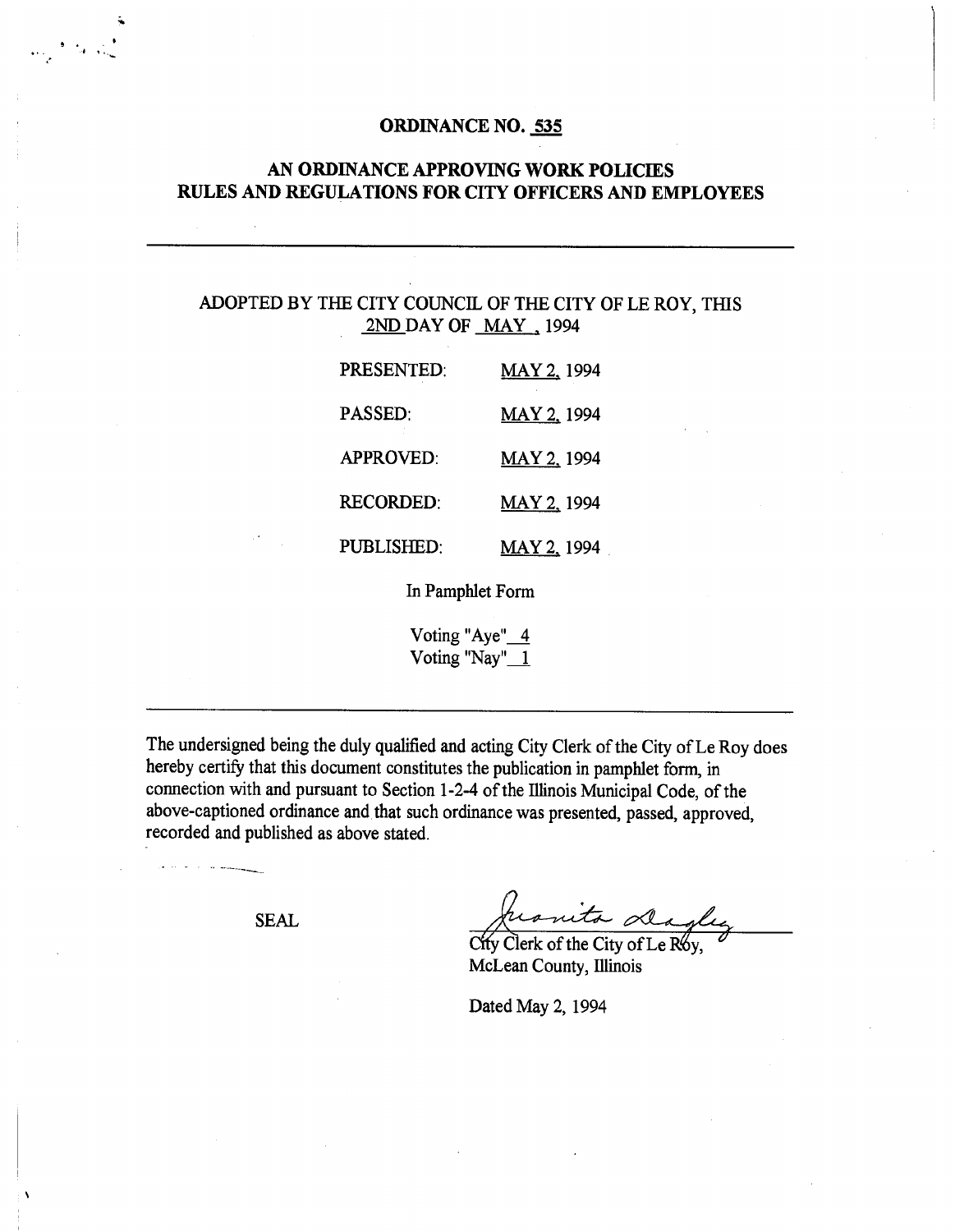# ORDINANCE NO. 535

## AN ORDINANCE APPROVING WORK POLICIES RULES AND REGULATIONS FOR CITY OFFICERS AND EMPLOYEES

---

ADOPTED BY THE CITY COUNCIL OF THE CITY OF LE ROY, THIS 2ND DAY OF MAY, 1994

| | |
|---|---|
| PRESENTED: | MAY 2, 1994 |
| PASSED: | MAY 2, 1994 |
| APPROVED: | MAY 2, 1994 |
| RECORDED: | MAY 2, 1994 |
| PUBLISHED: | MAY 2, 1994 |

In Pamphlet Form

Voting "Aye" 4
Voting "Nay" 1

---

The undersigned being the duly qualified and acting City Clerk of the City of Le Roy does hereby certify that this document constitutes the publication in pamphlet form, in connection with and pursuant to Section 1-2-4 of the Illinois Municipal Code, of the above-captioned ordinance and that such ordinance was presented, passed, approved, recorded and published as above stated.

SEAL

Juanita Dagley
City Clerk of the City of Le Roy,
McLean County, Illinois

Dated May 2, 1994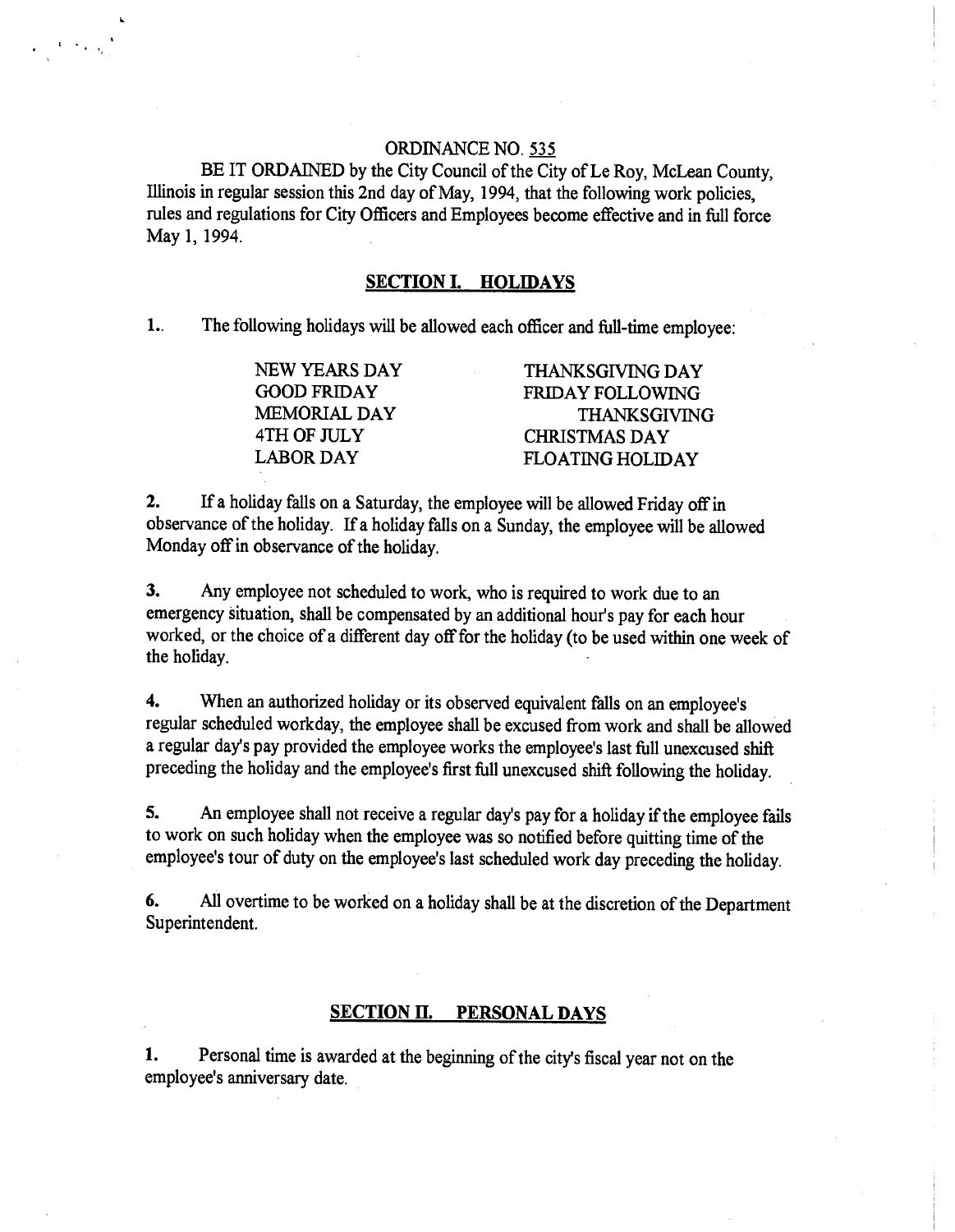ORDINANCE NO. 535

BE IT ORDAINED by the City Council of the City of Le Roy, McLean County, Illinois in regular session this 2nd day of May, 1994, that the following work policies, rules and regulations for City Officers and Employees become effective and in full force May 1, 1994.

## SECTION I. HOLIDAYS

1.. The following holidays will be allowed each officer and full-time employee:

| | |
|---|---|
| NEW YEARS DAY | THANKSGIVING DAY |
| GOOD FRIDAY | FRIDAY FOLLOWING THANKSGIVING |
| MEMORIAL DAY | CHRISTMAS DAY |
| 4TH OF JULY | FLOATING HOLIDAY |
| LABOR DAY | |

**2.** If a holiday falls on a Saturday, the employee will be allowed Friday off in observance of the holiday. If a holiday falls on a Sunday, the employee will be allowed Monday off in observance of the holiday.

**3.** Any employee not scheduled to work, who is required to work due to an emergency situation, shall be compensated by an additional hour's pay for each hour worked, or the choice of a different day off for the holiday (to be used within one week of the holiday.

**4.** When an authorized holiday or its observed equivalent falls on an employee's regular scheduled workday, the employee shall be excused from work and shall be allowed a regular day's pay provided the employee works the employee's last full unexcused shift preceding the holiday and the employee's first full unexcused shift following the holiday.

**5.** An employee shall not receive a regular day's pay for a holiday if the employee fails to work on such holiday when the employee was so notified before quitting time of the employee's tour of duty on the employee's last scheduled work day preceding the holiday.

**6.** All overtime to be worked on a holiday shall be at the discretion of the Department Superintendent.

## SECTION II. PERSONAL DAYS

**1.** Personal time is awarded at the beginning of the city's fiscal year not on the employee's anniversary date.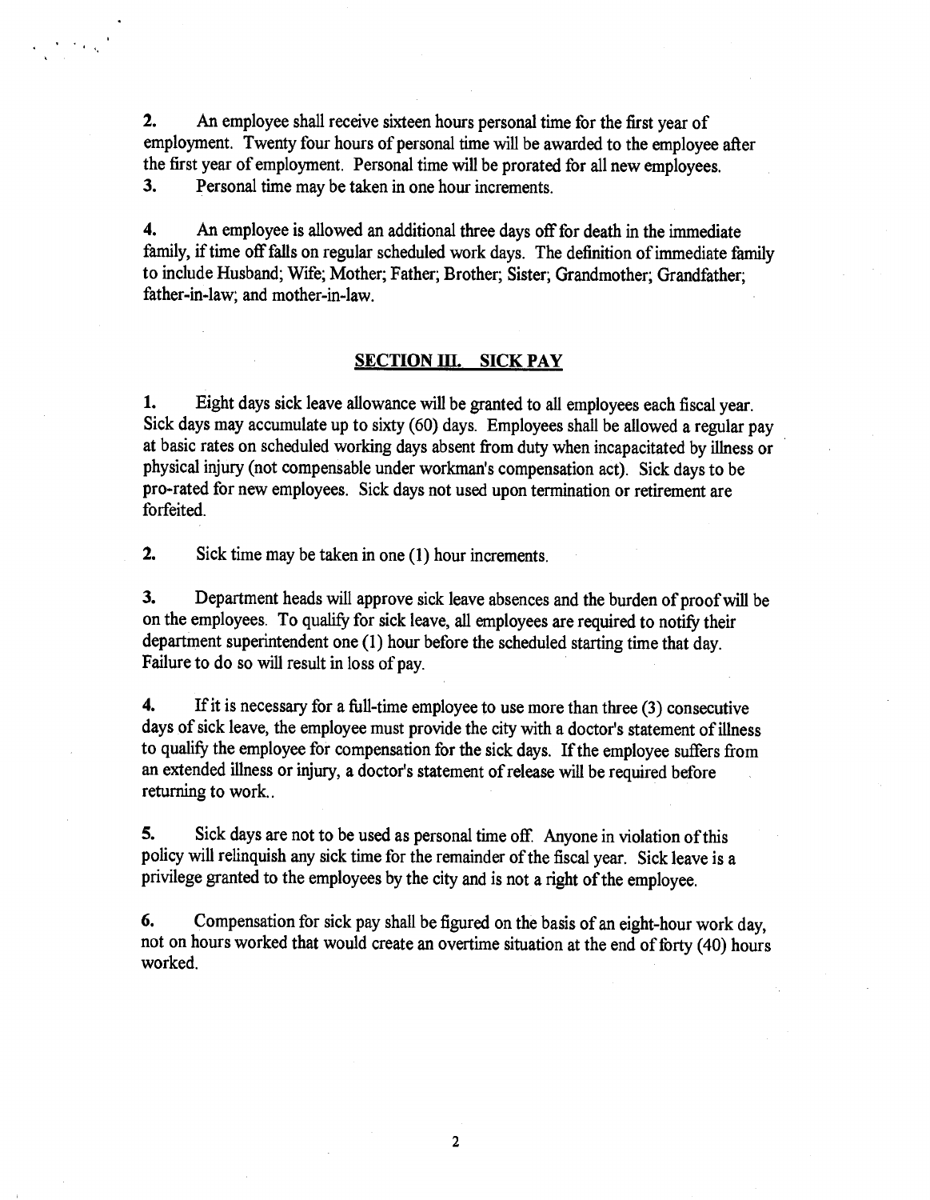2. An employee shall receive sixteen hours personal time for the first year of employment. Twenty four hours of personal time will be awarded to the employee after the first year of employment. Personal time will be prorated for all new employees.

3. Personal time may be taken in one hour increments.

4. An employee is allowed an additional three days off for death in the immediate family, if time off falls on regular scheduled work days. The definition of immediate family to include Husband; Wife; Mother; Father; Brother; Sister; Grandmother; Grandfather; father-in-law; and mother-in-law.

## SECTION III. SICK PAY

1. Eight days sick leave allowance will be granted to all employees each fiscal year. Sick days may accumulate up to sixty (60) days. Employees shall be allowed a regular pay at basic rates on scheduled working days absent from duty when incapacitated by illness or physical injury (not compensable under workman's compensation act). Sick days to be pro-rated for new employees. Sick days not used upon termination or retirement are forfeited.

2. Sick time may be taken in one (1) hour increments.

3. Department heads will approve sick leave absences and the burden of proof will be on the employees. To qualify for sick leave, all employees are required to notify their department superintendent one (1) hour before the scheduled starting time that day. Failure to do so will result in loss of pay.

4. If it is necessary for a full-time employee to use more than three (3) consecutive days of sick leave, the employee must provide the city with a doctor's statement of illness to qualify the employee for compensation for the sick days. If the employee suffers from an extended illness or injury, a doctor's statement of release will be required before returning to work..

5. Sick days are not to be used as personal time off. Anyone in violation of this policy will relinquish any sick time for the remainder of the fiscal year. Sick leave is a privilege granted to the employees by the city and is not a right of the employee.

6. Compensation for sick pay shall be figured on the basis of an eight-hour work day, not on hours worked that would create an overtime situation at the end of forty (40) hours worked.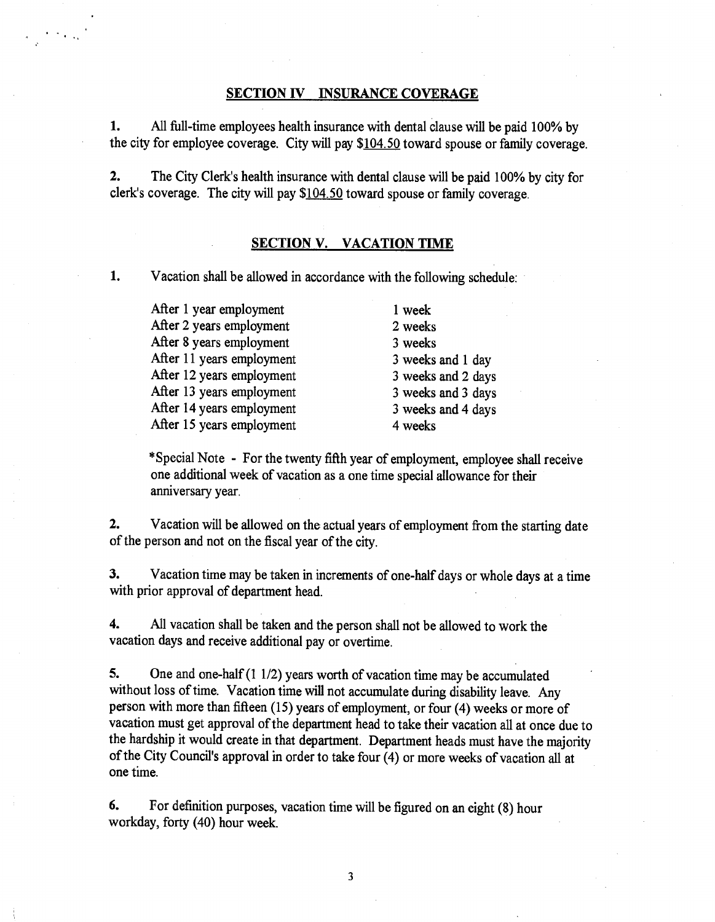## SECTION IV INSURANCE COVERAGE

**1.** All full-time employees health insurance with dental clause will be paid 100% by the city for employee coverage. City will pay $104.50 toward spouse or family coverage.

**2.** The City Clerk's health insurance with dental clause will be paid 100% by city for clerk's coverage. The city will pay $104.50 toward spouse or family coverage.

## SECTION V. VACATION TIME

**1.** Vacation shall be allowed in accordance with the following schedule:

| | |
|---|---|
| After 1 year employment | 1 week |
| After 2 years employment | 2 weeks |
| After 8 years employment | 3 weeks |
| After 11 years employment | 3 weeks and 1 day |
| After 12 years employment | 3 weeks and 2 days |
| After 13 years employment | 3 weeks and 3 days |
| After 14 years employment | 3 weeks and 4 days |
| After 15 years employment | 4 weeks |

*Special Note - For the twenty fifth year of employment, employee shall receive one additional week of vacation as a one time special allowance for their anniversary year.

**2.** Vacation will be allowed on the actual years of employment from the starting date of the person and not on the fiscal year of the city.

**3.** Vacation time may be taken in increments of one-half days or whole days at a time with prior approval of department head.

**4.** All vacation shall be taken and the person shall not be allowed to work the vacation days and receive additional pay or overtime.

**5.** One and one-half (1 1/2) years worth of vacation time may be accumulated without loss of time. Vacation time will not accumulate during disability leave. Any person with more than fifteen (15) years of employment, or four (4) weeks or more of vacation must get approval of the department head to take their vacation all at once due to the hardship it would create in that department. Department heads must have the majority of the City Council's approval in order to take four (4) or more weeks of vacation all at one time.

**6.** For definition purposes, vacation time will be figured on an eight (8) hour workday, forty (40) hour week.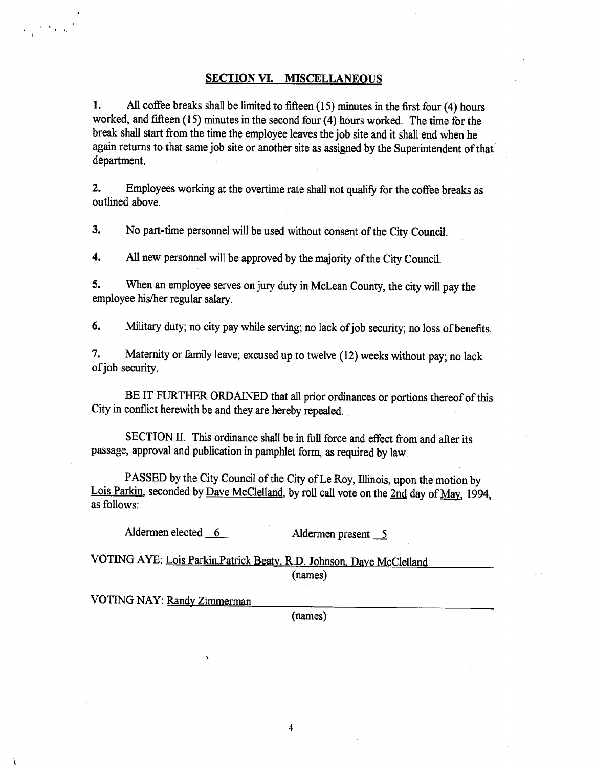## SECTION VI. MISCELLANEOUS

1. All coffee breaks shall be limited to fifteen (15) minutes in the first four (4) hours worked, and fifteen (15) minutes in the second four (4) hours worked. The time for the break shall start from the time the employee leaves the job site and it shall end when he again returns to that same job site or another site as assigned by the Superintendent of that department.

2. Employees working at the overtime rate shall not qualify for the coffee breaks as outlined above.

3. No part-time personnel will be used without consent of the City Council.

4. All new personnel will be approved by the majority of the City Council.

5. When an employee serves on jury duty in McLean County, the city will pay the employee his/her regular salary.

6. Military duty; no city pay while serving; no lack of job security; no loss of benefits.

7. Maternity or family leave; excused up to twelve (12) weeks without pay; no lack of job security.

BE IT FURTHER ORDAINED that all prior ordinances or portions thereof of this City in conflict herewith be and they are hereby repealed.

SECTION II. This ordinance shall be in full force and effect from and after its passage, approval and publication in pamphlet form, as required by law.

PASSED by the City Council of the City of Le Roy, Illinois, upon the motion by Lois Parkin, seconded by Dave McClelland, by roll call vote on the 2nd day of May, 1994, as follows:

Aldermen elected 6 Aldermen present 5

VOTING AYE: Lois Parkin,Patrick Beaty, R.D. Johnson, Dave McClelland
(names)

VOTING NAY: Randy Zimmerman
(names)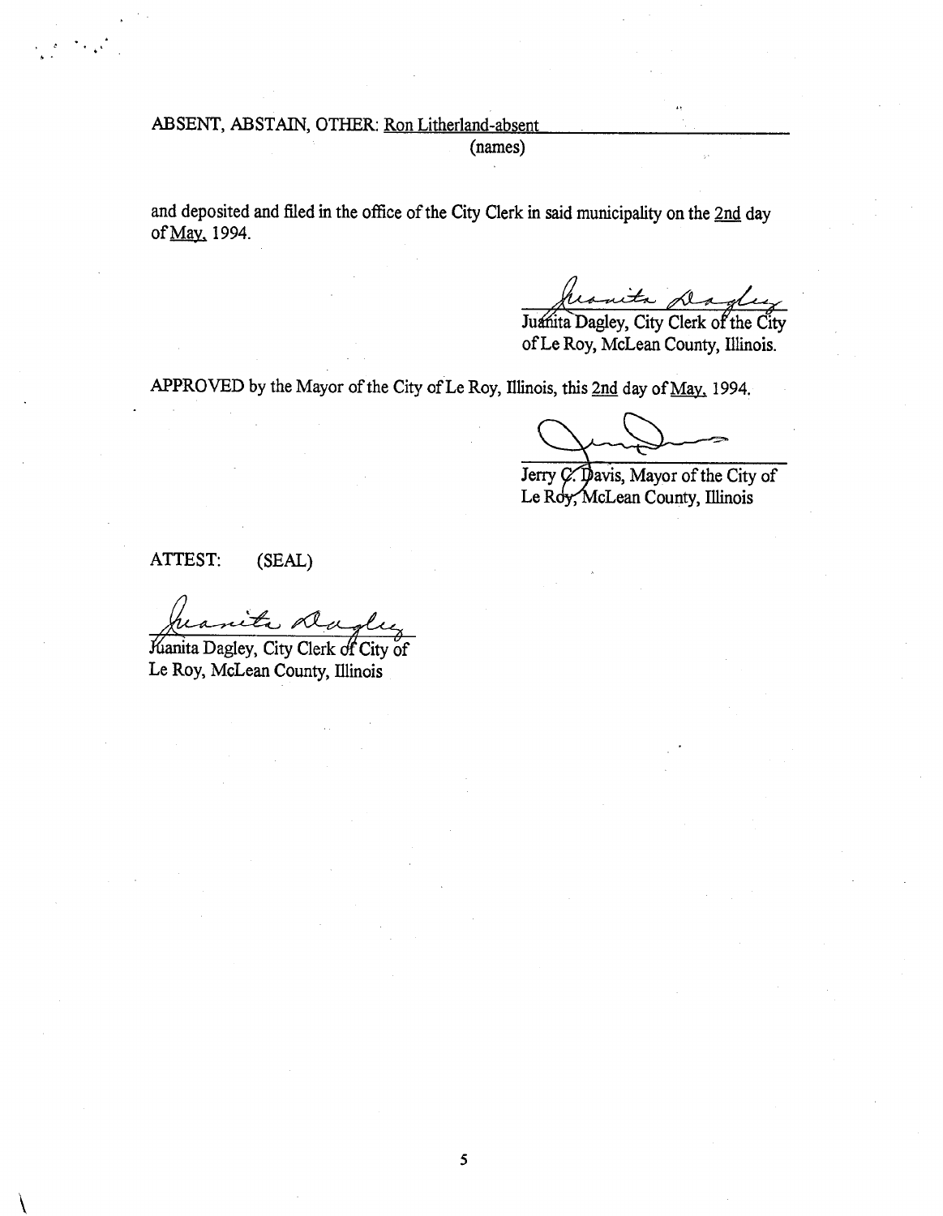ABSENT, ABSTAIN, OTHER: Ron Litherland-absent
(names)

and deposited and filed in the office of the City Clerk in said municipality on the 2nd day of May, 1994.

Juanita Dagley

Juanita Dagley, City Clerk of the City of Le Roy, McLean County, Illinois.

APPROVED by the Mayor of the City of Le Roy, Illinois, this 2nd day of May, 1994.

Jerry C. Davis, Mayor of the City of Le Roy, McLean County, Illinois

ATTEST: (SEAL)

Juanita Dagley

Juanita Dagley, City Clerk of City of Le Roy, McLean County, Illinois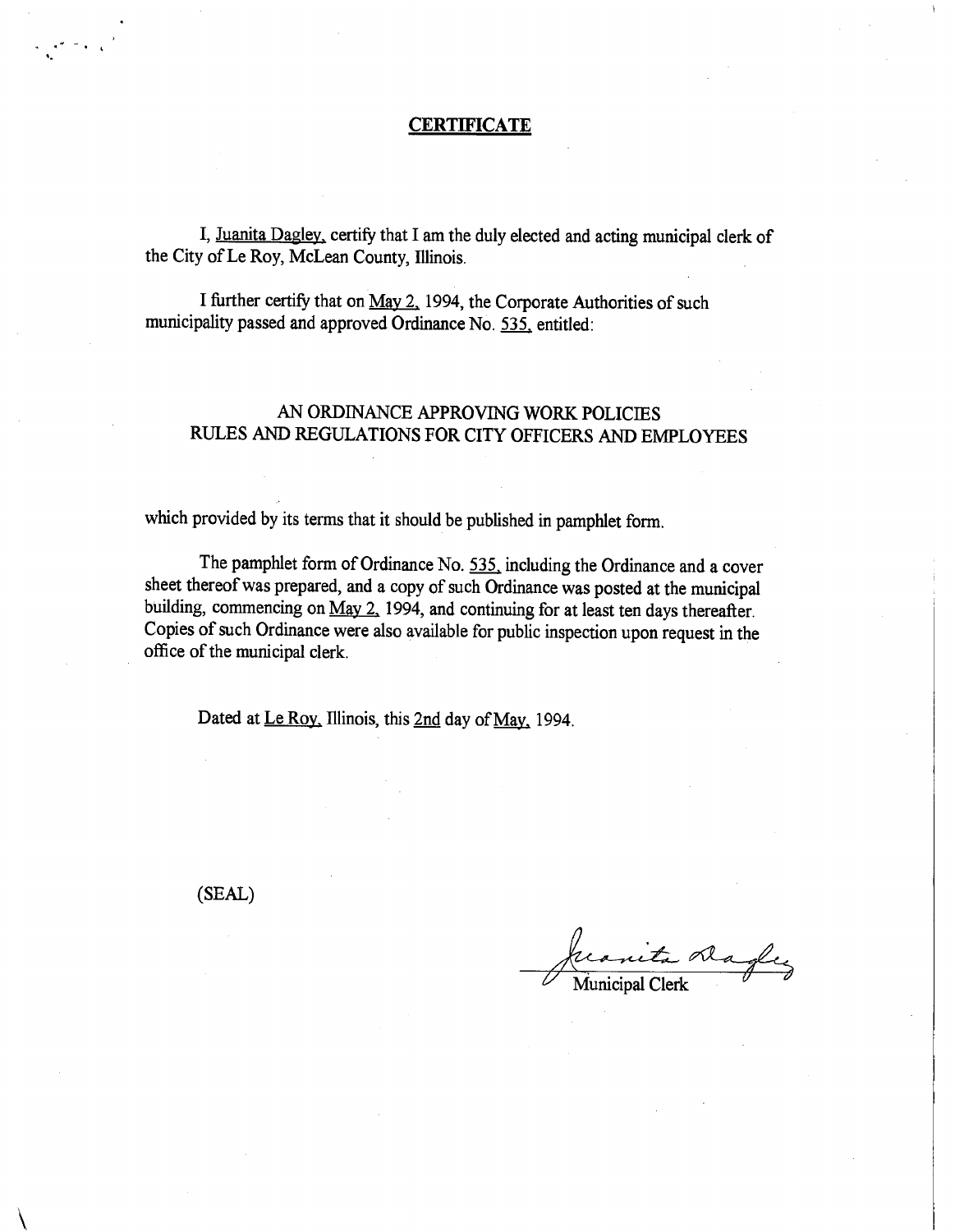# CERTIFICATE

I, Juanita Dagley, certify that I am the duly elected and acting municipal clerk of the City of Le Roy, McLean County, Illinois.

I further certify that on May 2, 1994, the Corporate Authorities of such municipality passed and approved Ordinance No. 535, entitled:

AN ORDINANCE APPROVING WORK POLICIES RULES AND REGULATIONS FOR CITY OFFICERS AND EMPLOYEES

which provided by its terms that it should be published in pamphlet form.

The pamphlet form of Ordinance No. 535, including the Ordinance and a cover sheet thereof was prepared, and a copy of such Ordinance was posted at the municipal building, commencing on May 2, 1994, and continuing for at least ten days thereafter. Copies of such Ordinance were also available for public inspection upon request in the office of the municipal clerk.

Dated at Le Roy, Illinois, this 2nd day of May, 1994.

(SEAL)

Juanita Dagley

Municipal Clerk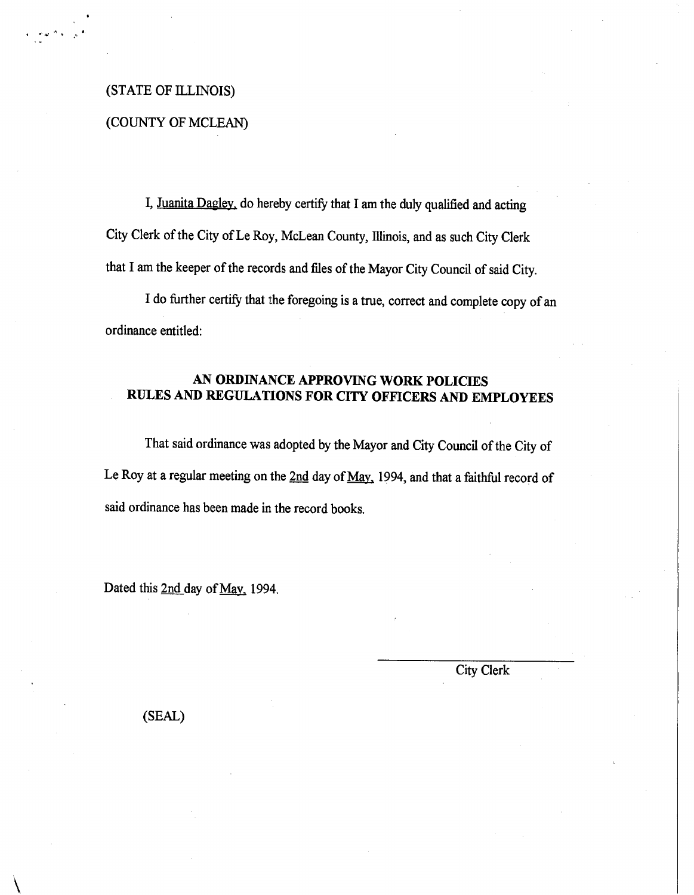(STATE OF ILLINOIS)

(COUNTY OF MCLEAN)

I, Juanita Dagley, do hereby certify that I am the duly qualified and acting City Clerk of the City of Le Roy, McLean County, Illinois, and as such City Clerk that I am the keeper of the records and files of the Mayor City Council of said City.

I do further certify that the foregoing is a true, correct and complete copy of an ordinance entitled:

**AN ORDINANCE APPROVING WORK POLICIES RULES AND REGULATIONS FOR CITY OFFICERS AND EMPLOYEES**

That said ordinance was adopted by the Mayor and City Council of the City of Le Roy at a regular meeting on the 2nd day of May, 1994, and that a faithful record of said ordinance has been made in the record books.

Dated this 2nd day of May, 1994.

\_\_\_\_\_\_\_\_\_\_\_\_\_\_\_\_\_\_\_\_\_\_\_\_\_\_
City Clerk

(SEAL)